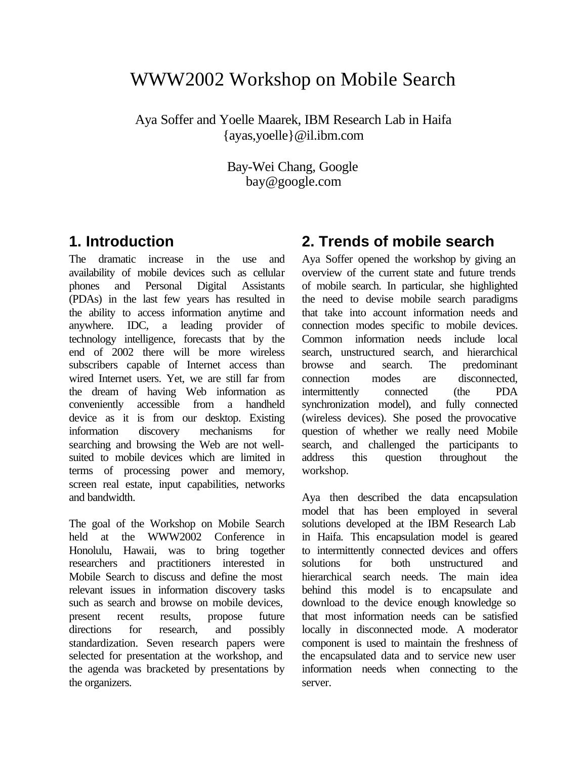# WWW2002 Workshop on Mobile Search

Aya Soffer and Yoelle Maarek, IBM Research Lab in Haifa
{ayas,yoelle}@il.ibm.com

Bay-Wei Chang, Google
bay@google.com

## 1. Introduction

The dramatic increase in the use and availability of mobile devices such as cellular phones and Personal Digital Assistants (PDAs) in the last few years has resulted in the ability to access information anytime and anywhere. IDC, a leading provider of technology intelligence, forecasts that by the end of 2002 there will be more wireless subscribers capable of Internet access than wired Internet users. Yet, we are still far from the dream of having Web information as conveniently accessible from a handheld device as it is from our desktop. Existing information discovery mechanisms for searching and browsing the Web are not well-suited to mobile devices which are limited in terms of processing power and memory, screen real estate, input capabilities, networks and bandwidth.

The goal of the Workshop on Mobile Search held at the WWW2002 Conference in Honolulu, Hawaii, was to bring together researchers and practitioners interested in Mobile Search to discuss and define the most relevant issues in information discovery tasks such as search and browse on mobile devices, present recent results, propose future directions for research, and possibly standardization. Seven research papers were selected for presentation at the workshop, and the agenda was bracketed by presentations by the organizers.

## 2. Trends of mobile search

Aya Soffer opened the workshop by giving an overview of the current state and future trends of mobile search. In particular, she highlighted the need to devise mobile search paradigms that take into account information needs and connection modes specific to mobile devices. Common information needs include local search, unstructured search, and hierarchical browse and search. The predominant connection modes are disconnected, intermittently connected (the PDA synchronization model), and fully connected (wireless devices). She posed the provocative question of whether we really need Mobile search, and challenged the participants to address this question throughout the workshop.

Aya then described the data encapsulation model that has been employed in several solutions developed at the IBM Research Lab in Haifa. This encapsulation model is geared to intermittently connected devices and offers solutions for both unstructured and hierarchical search needs. The main idea behind this model is to encapsulate and download to the device enough knowledge so that most information needs can be satisfied locally in disconnected mode. A moderator component is used to maintain the freshness of the encapsulated data and to service new user information needs when connecting to the server.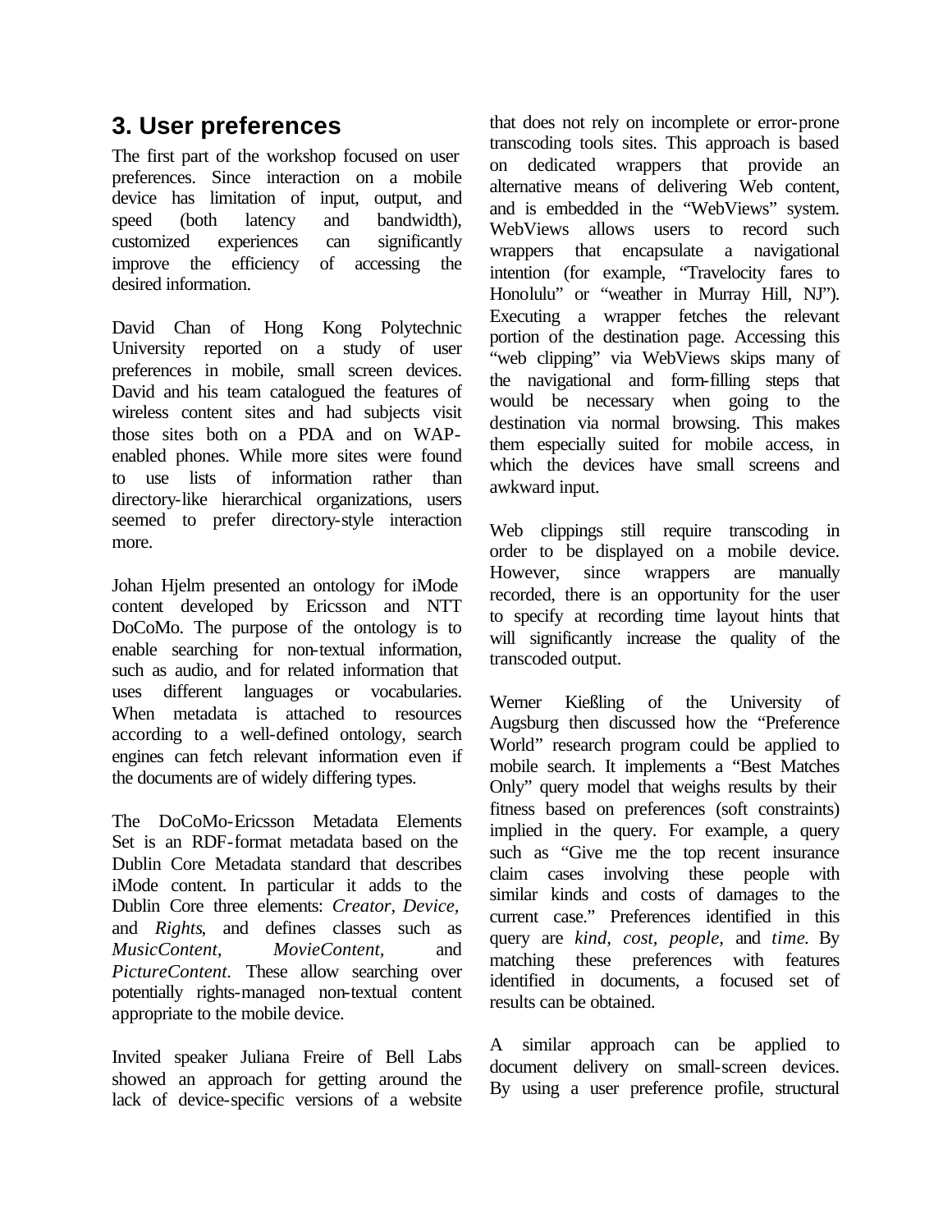## 3. User preferences

The first part of the workshop focused on user preferences. Since interaction on a mobile device has limitation of input, output, and speed (both latency and bandwidth), customized experiences can significantly improve the efficiency of accessing the desired information.

David Chan of Hong Kong Polytechnic University reported on a study of user preferences in mobile, small screen devices. David and his team catalogued the features of wireless content sites and had subjects visit those sites both on a PDA and on WAP-enabled phones. While more sites were found to use lists of information rather than directory-like hierarchical organizations, users seemed to prefer directory-style interaction more.

Johan Hjelm presented an ontology for iMode content developed by Ericsson and NTT DoCoMo. The purpose of the ontology is to enable searching for non-textual information, such as audio, and for related information that uses different languages or vocabularies. When metadata is attached to resources according to a well-defined ontology, search engines can fetch relevant information even if the documents are of widely differing types.

The DoCoMo-Ericsson Metadata Elements Set is an RDF-format metadata based on the Dublin Core Metadata standard that describes iMode content. In particular it adds to the Dublin Core three elements: *Creator, Device,* and *Rights*, and defines classes such as *MusicContent*, *MovieContent*, and *PictureContent*. These allow searching over potentially rights-managed non-textual content appropriate to the mobile device.

Invited speaker Juliana Freire of Bell Labs showed an approach for getting around the lack of device-specific versions of a website that does not rely on incomplete or error-prone transcoding tools sites. This approach is based on dedicated wrappers that provide an alternative means of delivering Web content, and is embedded in the "WebViews" system. WebViews allows users to record such wrappers that encapsulate a navigational intention (for example, "Travelocity fares to Honolulu" or "weather in Murray Hill, NJ"). Executing a wrapper fetches the relevant portion of the destination page. Accessing this "web clipping" via WebViews skips many of the navigational and form-filling steps that would be necessary when going to the destination via normal browsing. This makes them especially suited for mobile access, in which the devices have small screens and awkward input.

Web clippings still require transcoding in order to be displayed on a mobile device. However, since wrappers are manually recorded, there is an opportunity for the user to specify at recording time layout hints that will significantly increase the quality of the transcoded output.

Werner Kießling of the University of Augsburg then discussed how the "Preference World" research program could be applied to mobile search. It implements a "Best Matches Only" query model that weighs results by their fitness based on preferences (soft constraints) implied in the query. For example, a query such as "Give me the top recent insurance claim cases involving these people with similar kinds and costs of damages to the current case." Preferences identified in this query are *kind*, *cost*, *people*, and *time*. By matching these preferences with features identified in documents, a focused set of results can be obtained.

A similar approach can be applied to document delivery on small-screen devices. By using a user preference profile, structural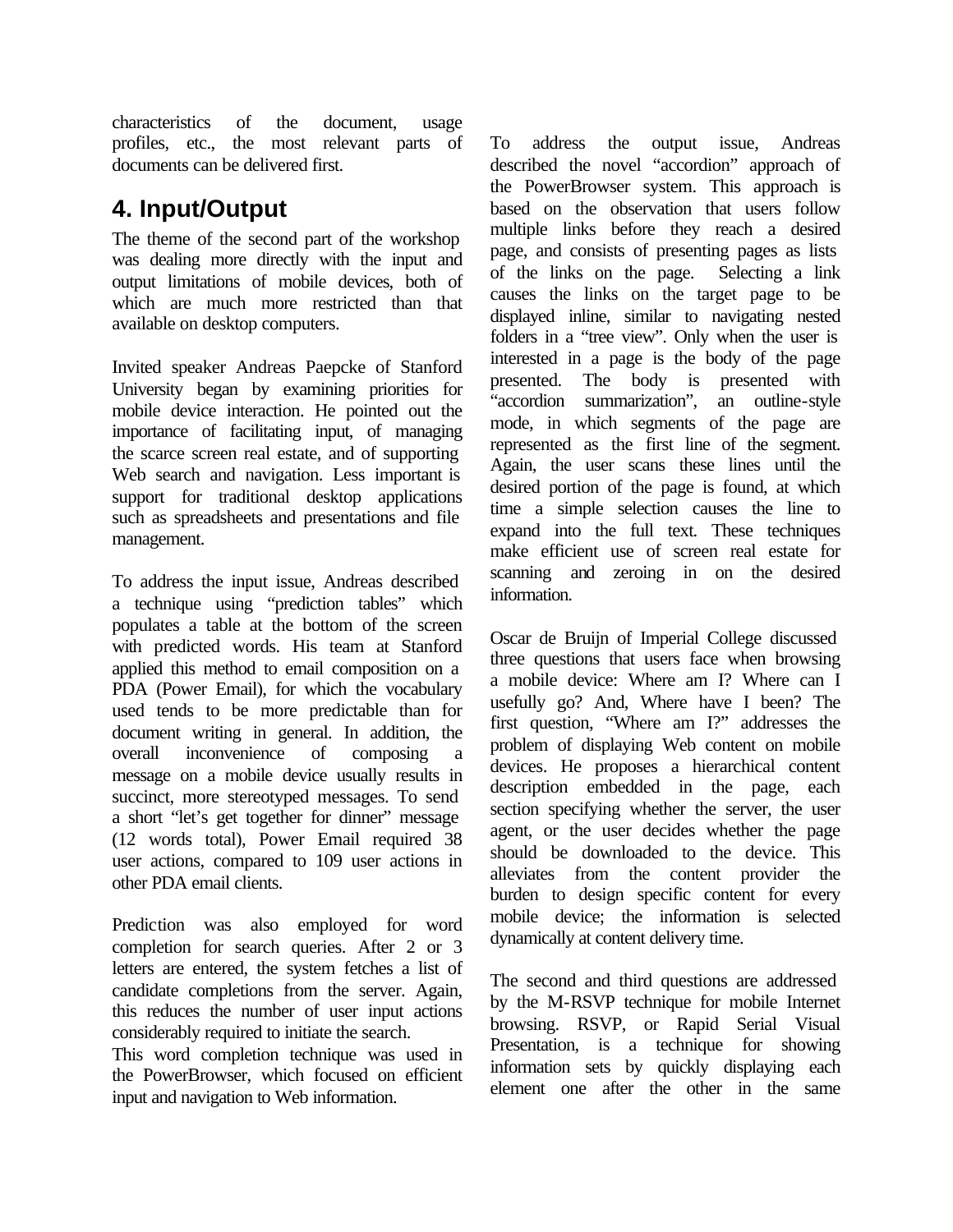characteristics of the document, usage profiles, etc., the most relevant parts of documents can be delivered first.

## 4. Input/Output

The theme of the second part of the workshop was dealing more directly with the input and output limitations of mobile devices, both of which are much more restricted than that available on desktop computers.

Invited speaker Andreas Paepcke of Stanford University began by examining priorities for mobile device interaction. He pointed out the importance of facilitating input, of managing the scarce screen real estate, and of supporting Web search and navigation. Less important is support for traditional desktop applications such as spreadsheets and presentations and file management.

To address the input issue, Andreas described a technique using "prediction tables" which populates a table at the bottom of the screen with predicted words. His team at Stanford applied this method to email composition on a PDA (Power Email), for which the vocabulary used tends to be more predictable than for document writing in general. In addition, the overall inconvenience of composing a message on a mobile device usually results in succinct, more stereotyped messages. To send a short "let's get together for dinner" message (12 words total), Power Email required 38 user actions, compared to 109 user actions in other PDA email clients.

Prediction was also employed for word completion for search queries. After 2 or 3 letters are entered, the system fetches a list of candidate completions from the server. Again, this reduces the number of user input actions considerably required to initiate the search.

This word completion technique was used in the PowerBrowser, which focused on efficient input and navigation to Web information.

To address the output issue, Andreas described the novel "accordion" approach of the PowerBrowser system. This approach is based on the observation that users follow multiple links before they reach a desired page, and consists of presenting pages as lists of the links on the page. Selecting a link causes the links on the target page to be displayed inline, similar to navigating nested folders in a "tree view". Only when the user is interested in a page is the body of the page presented. The body is presented with "accordion summarization", an outline-style mode, in which segments of the page are represented as the first line of the segment. Again, the user scans these lines until the desired portion of the page is found, at which time a simple selection causes the line to expand into the full text. These techniques make efficient use of screen real estate for scanning and zeroing in on the desired information.

Oscar de Bruijn of Imperial College discussed three questions that users face when browsing a mobile device: Where am I? Where can I usefully go? And, Where have I been? The first question, "Where am I?" addresses the problem of displaying Web content on mobile devices. He proposes a hierarchical content description embedded in the page, each section specifying whether the server, the user agent, or the user decides whether the page should be downloaded to the device. This alleviates from the content provider the burden to design specific content for every mobile device; the information is selected dynamically at content delivery time.

The second and third questions are addressed by the M-RSVP technique for mobile Internet browsing. RSVP, or Rapid Serial Visual Presentation, is a technique for showing information sets by quickly displaying each element one after the other in the same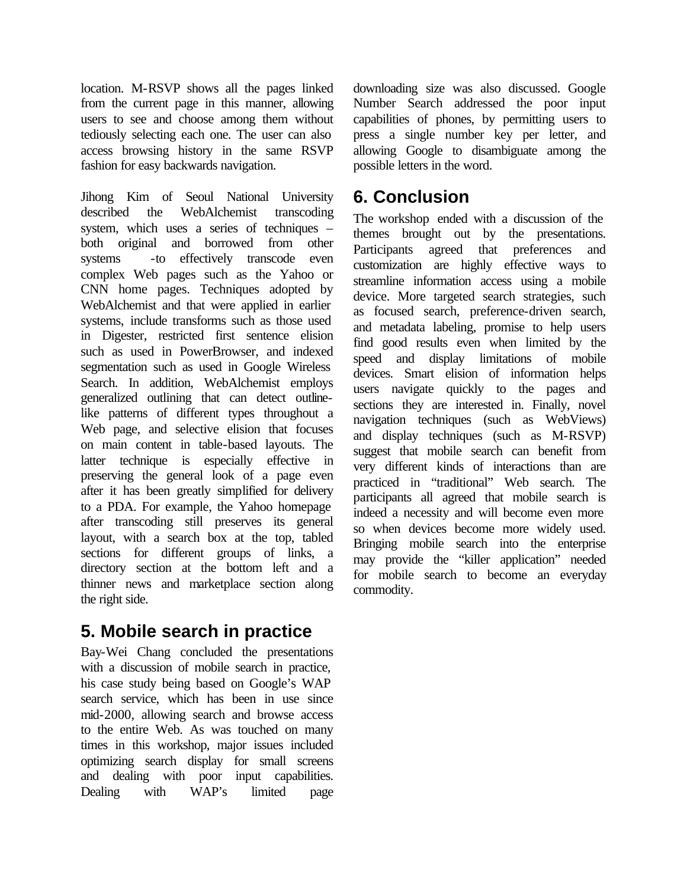location. M-RSVP shows all the pages linked from the current page in this manner, allowing users to see and choose among them without tediously selecting each one. The user can also access browsing history in the same RSVP fashion for easy backwards navigation.

Jihong Kim of Seoul National University described the WebAlchemist transcoding system, which uses a series of techniques – both original and borrowed from other systems -to effectively transcode even complex Web pages such as the Yahoo or CNN home pages. Techniques adopted by WebAlchemist and that were applied in earlier systems, include transforms such as those used in Digester, restricted first sentence elision such as used in PowerBrowser, and indexed segmentation such as used in Google Wireless Search. In addition, WebAlchemist employs generalized outlining that can detect outline-like patterns of different types throughout a Web page, and selective elision that focuses on main content in table-based layouts. The latter technique is especially effective in preserving the general look of a page even after it has been greatly simplified for delivery to a PDA. For example, the Yahoo homepage after transcoding still preserves its general layout, with a search box at the top, tabled sections for different groups of links, a directory section at the bottom left and a thinner news and marketplace section along the right side.

## 5. Mobile search in practice

Bay-Wei Chang concluded the presentations with a discussion of mobile search in practice, his case study being based on Google's WAP search service, which has been in use since mid-2000, allowing search and browse access to the entire Web. As was touched on many times in this workshop, major issues included optimizing search display for small screens and dealing with poor input capabilities. Dealing with WAP's limited page downloading size was also discussed. Google Number Search addressed the poor input capabilities of phones, by permitting users to press a single number key per letter, and allowing Google to disambiguate among the possible letters in the word.

## 6. Conclusion

The workshop ended with a discussion of the themes brought out by the presentations. Participants agreed that preferences and customization are highly effective ways to streamline information access using a mobile device. More targeted search strategies, such as focused search, preference-driven search, and metadata labeling, promise to help users find good results even when limited by the speed and display limitations of mobile devices. Smart elision of information helps users navigate quickly to the pages and sections they are interested in. Finally, novel navigation techniques (such as WebViews) and display techniques (such as M-RSVP) suggest that mobile search can benefit from very different kinds of interactions than are practiced in "traditional" Web search. The participants all agreed that mobile search is indeed a necessity and will become even more so when devices become more widely used. Bringing mobile search into the enterprise may provide the "killer application" needed for mobile search to become an everyday commodity.